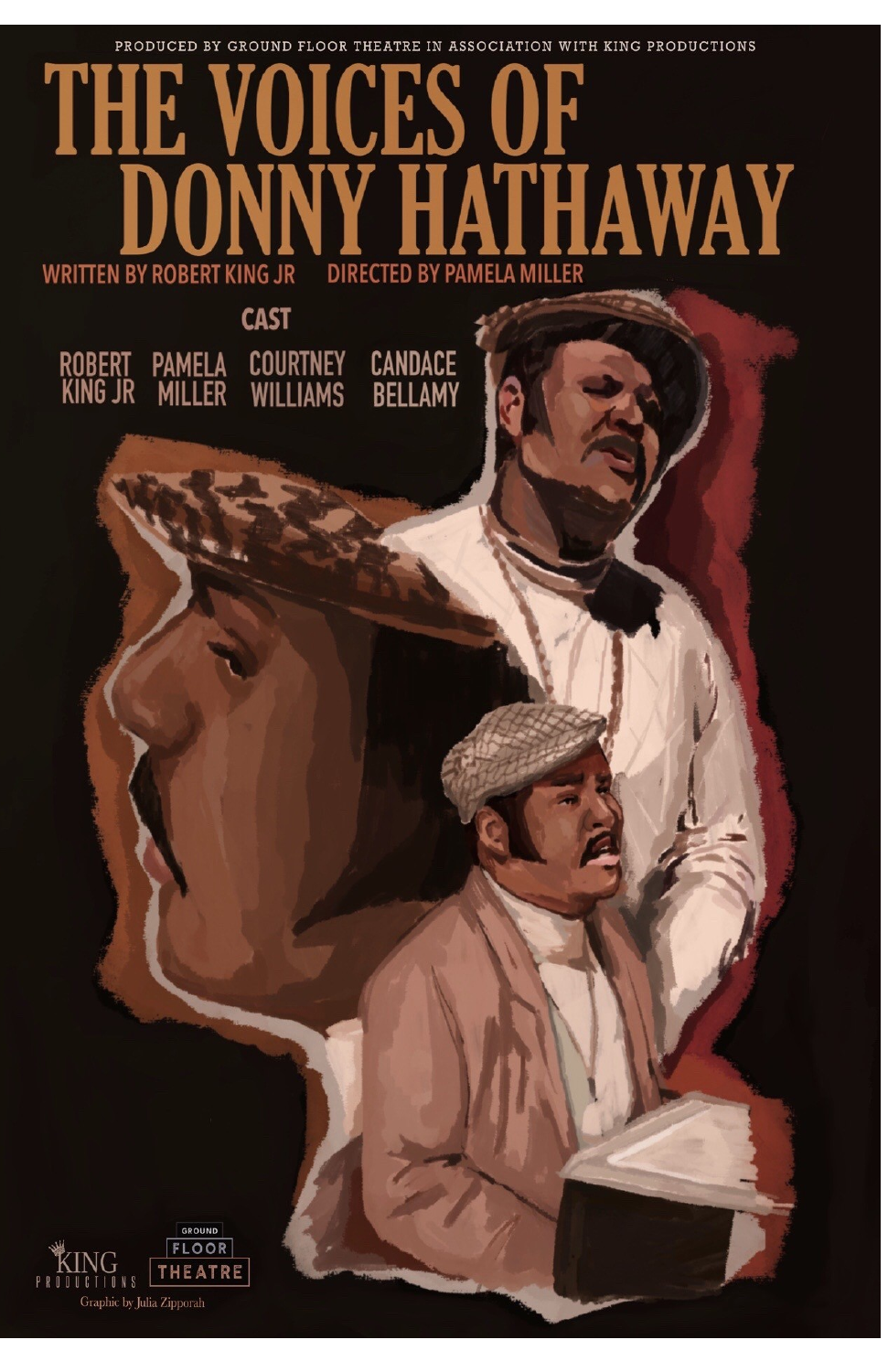PRODUCED BY GROUND FLOOR THEATRE IN ASSOCIATION WITH KING PRODUCTIONS

# THE VOICES OF DONNY HATHAWAY

WRITTEN BY ROBERT KING JR DIRECTED BY PAMELA MILLER

CAST

ROBERT KING JR
PAMELA MILLER
COURTNEY WILLIAMS
CANDACE BELLAMY

KING PRODUCTIONS

GROUND FLOOR THEATRE

Graphic by Julia Zipporah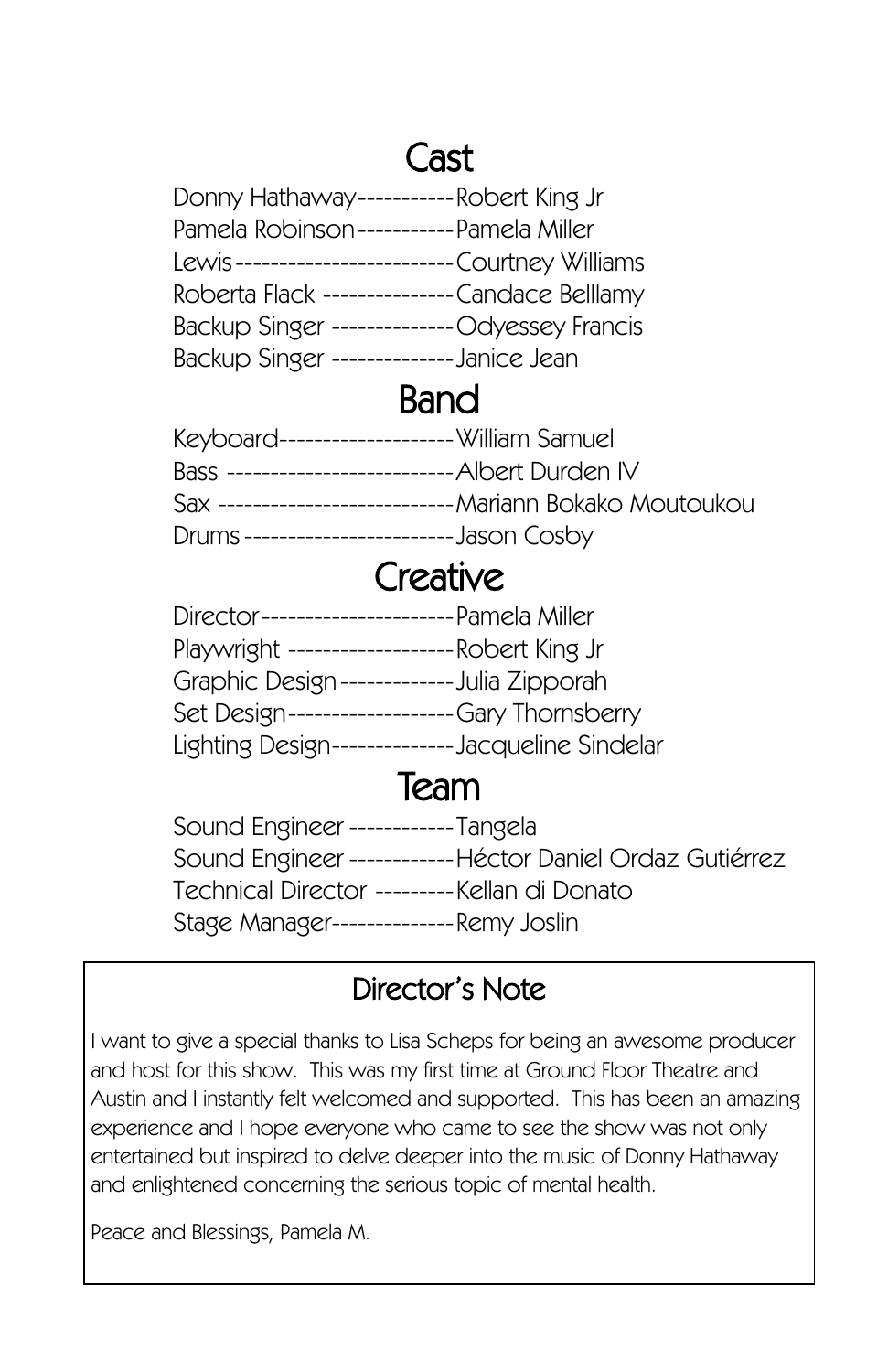## Cast

Donny Hathaway-----------Robert King Jr
Pamela Robinson-----------Pamela Miller
Lewis-------------------------Courtney Williams
Roberta Flack ---------------Candace Belllamy
Backup Singer --------------Odyessey Francis
Backup Singer --------------Janice Jean

## Band

Keyboard--------------------William Samuel
Bass --------------------------Albert Durden IV
Sax ---------------------------Mariann Bokako Moutoukou
Drums------------------------Jason Cosby

## Creative

Director----------------------Pamela Miller
Playwright -------------------Robert King Jr
Graphic Design -------------Julia Zipporah
Set Design-------------------Gary Thornsberry
Lighting Design--------------Jacqueline Sindelar

## Team

Sound Engineer ------------Tangela
Sound Engineer ------------Héctor Daniel Ordaz Gutiérrez
Technical Director ---------Kellan di Donato
Stage Manager--------------Remy Joslin

## Director's Note

I want to give a special thanks to Lisa Scheps for being an awesome producer and host for this show. This was my first time at Ground Floor Theatre and Austin and I instantly felt welcomed and supported. This has been an amazing experience and I hope everyone who came to see the show was not only entertained but inspired to delve deeper into the music of Donny Hathaway and enlightened concerning the serious topic of mental health.

Peace and Blessings, Pamela M.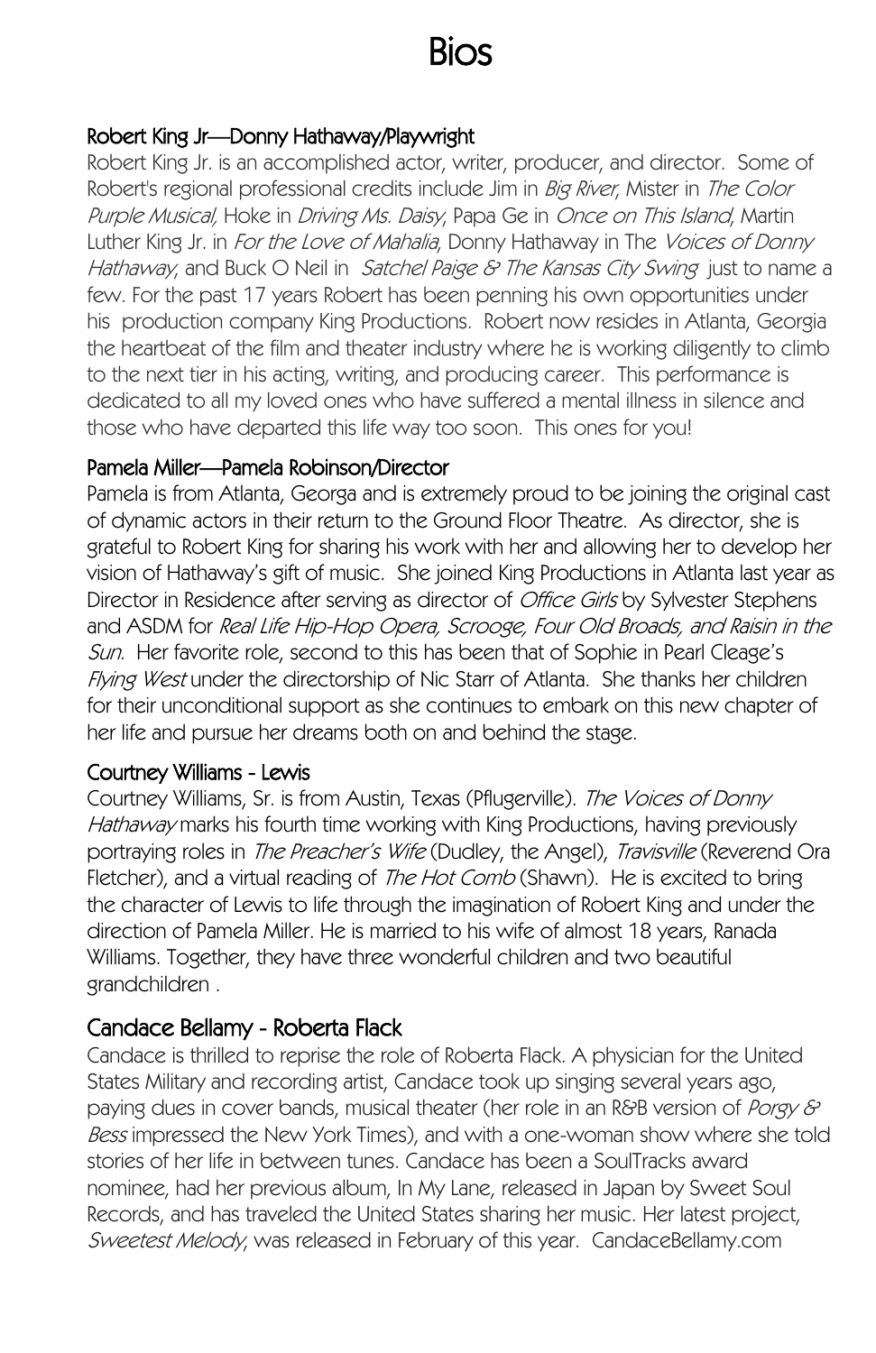# Bios

### Robert King Jr—Donny Hathaway/Playwright

Robert King Jr. is an accomplished actor, writer, producer, and director. Some of Robert's regional professional credits include Jim in *Big River*, Mister in *The Color Purple Musical*, Hoke in *Driving Ms. Daisy*, Papa Ge in *Once on This Island*, Martin Luther King Jr. in *For the Love of Mahalia*, Donny Hathaway in The *Voices of Donny Hathaway*, and Buck O Neil in *Satchel Paige & The Kansas City Swing* just to name a few. For the past 17 years Robert has been penning his own opportunities under his production company King Productions. Robert now resides in Atlanta, Georgia the heartbeat of the film and theater industry where he is working diligently to climb to the next tier in his acting, writing, and producing career. This performance is dedicated to all my loved ones who have suffered a mental illness in silence and those who have departed this life way too soon. This ones for you!

### Pamela Miller—Pamela Robinson/Director

Pamela is from Atlanta, Georga and is extremely proud to be joining the original cast of dynamic actors in their return to the Ground Floor Theatre. As director, she is grateful to Robert King for sharing his work with her and allowing her to develop her vision of Hathaway's gift of music. She joined King Productions in Atlanta last year as Director in Residence after serving as director of *Office Girls* by Sylvester Stephens and ASDM for *Real Life Hip-Hop Opera, Scrooge, Four Old Broads, and Raisin in the Sun.* Her favorite role, second to this has been that of Sophie in Pearl Cleage's *Flying West* under the directorship of Nic Starr of Atlanta. She thanks her children for their unconditional support as she continues to embark on this new chapter of her life and pursue her dreams both on and behind the stage.

### Courtney Williams - Lewis

Courtney Williams, Sr. is from Austin, Texas (Pflugerville). *The Voices of Donny Hathaway* marks his fourth time working with King Productions, having previously portraying roles in *The Preacher's Wife* (Dudley, the Angel), *Travisville* (Reverend Ora Fletcher), and a virtual reading of *The Hot Comb* (Shawn). He is excited to bring the character of Lewis to life through the imagination of Robert King and under the direction of Pamela Miller. He is married to his wife of almost 18 years, Ranada Williams. Together, they have three wonderful children and two beautiful grandchildren .

### Candace Bellamy - Roberta Flack

Candace is thrilled to reprise the role of Roberta Flack. A physician for the United States Military and recording artist, Candace took up singing several years ago, paying dues in cover bands, musical theater (her role in an R&B version of *Porgy & Bess* impressed the New York Times), and with a one-woman show where she told stories of her life in between tunes. Candace has been a SoulTracks award nominee, had her previous album, In My Lane, released in Japan by Sweet Soul Records, and has traveled the United States sharing her music. Her latest project, *Sweetest Melody*, was released in February of this year. CandaceBellamy.com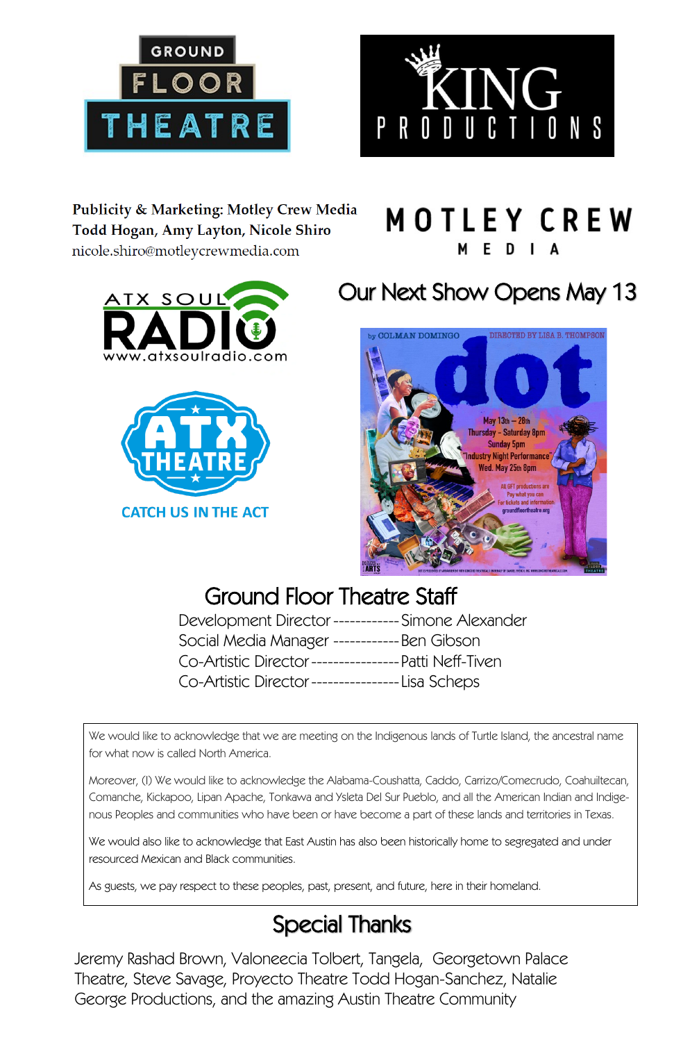GROUND FLOOR THEATRE

KING PRODUCTIONS

**Publicity & Marketing: Motley Crew Media**
**Todd Hogan, Amy Layton, Nicole Shiro**
nicole.shiro@motleycrewmedia.com

MOTLEY CREW MEDIA

ATX SOUL RADIO
www.atxsoulradio.com

ATX THEATRE
CATCH US IN THE ACT

## Our Next Show Opens May 13

by COLMAN DOMINGO
DIRECTED BY LISA B. THOMPSON

dot

May 13th – 28th
Thursday - Saturday 8pm
Sunday 5pm
"Industry Night Performance"
Wed. May 25th 8pm

All GFT productions are
Pay what you can
For tickets and information:
groundfloortheatre.org

## Ground Floor Theatre Staff

Development Director ------------ Simone Alexander
Social Media Manager ------------ Ben Gibson
Co-Artistic Director ---------------- Patti Neff-Tiven
Co-Artistic Director ---------------- Lisa Scheps

We would like to acknowledge that we are meeting on the Indigenous lands of Turtle Island, the ancestral name for what now is called North America.

Moreover, (I) We would like to acknowledge the Alabama-Coushatta, Caddo, Carrizo/Comecrudo, Coahuiltecan, Comanche, Kickapoo, Lipan Apache, Tonkawa and Ysleta Del Sur Pueblo, and all the American Indian and Indigenous Peoples and communities who have been or have become a part of these lands and territories in Texas.

We would also like to acknowledge that East Austin has also been historically home to segregated and under resourced Mexican and Black communities.

As guests, we pay respect to these peoples, past, present, and future, here in their homeland.

## Special Thanks

Jeremy Rashad Brown, Valoneecia Tolbert, Tangela, Georgetown Palace Theatre, Steve Savage, Proyecto Theatre Todd Hogan-Sanchez, Natalie George Productions, and the amazing Austin Theatre Community